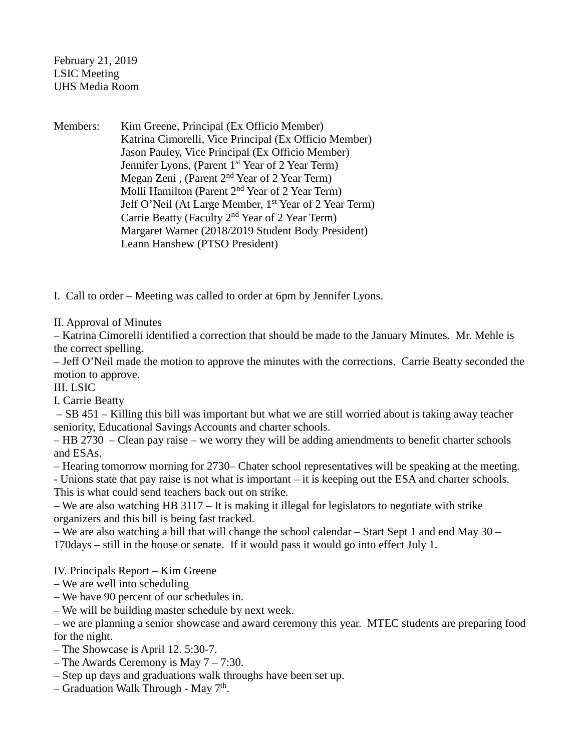February 21, 2019
LSIC Meeting
UHS Media Room

Members: Kim Greene, Principal (Ex Officio Member)
Katrina Cimorelli, Vice Principal (Ex Officio Member)
Jason Pauley, Vice Principal (Ex Officio Member)
Jennifer Lyons, (Parent 1st Year of 2 Year Term)
Megan Zeni , (Parent 2nd Year of 2 Year Term)
Molli Hamilton (Parent 2nd Year of 2 Year Term)
Jeff O'Neil (At Large Member, 1st Year of 2 Year Term)
Carrie Beatty (Faculty 2nd Year of 2 Year Term)
Margaret Warner (2018/2019 Student Body President)
Leann Hanshew (PTSO President)

I. Call to order – Meeting was called to order at 6pm by Jennifer Lyons.

II. Approval of Minutes
– Katrina Cimorelli identified a correction that should be made to the January Minutes. Mr. Mehle is the correct spelling.
– Jeff O'Neil made the motion to approve the minutes with the corrections. Carrie Beatty seconded the motion to approve.

III. LSIC

I. Carrie Beatty
– SB 451 – Killing this bill was important but what we are still worried about is taking away teacher seniority, Educational Savings Accounts and charter schools.
– HB 2730 – Clean pay raise – we worry they will be adding amendments to benefit charter schools and ESAs.
– Hearing tomorrow morning for 2730– Chater school representatives will be speaking at the meeting.
- Unions state that pay raise is not what is important – it is keeping out the ESA and charter schools. This is what could send teachers back out on strike.
– We are also watching HB 3117 – It is making it illegal for legislators to negotiate with strike organizers and this bill is being fast tracked.
– We are also watching a bill that will change the school calendar – Start Sept 1 and end May 30 – 170days – still in the house or senate. If it would pass it would go into effect July 1.

IV. Principals Report – Kim Greene
– We are well into scheduling
– We have 90 percent of our schedules in.
– We will be building master schedule by next week.
– we are planning a senior showcase and award ceremony this year. MTEC students are preparing food for the night.
– The Showcase is April 12. 5:30-7.
– The Awards Ceremony is May 7 – 7:30.
– Step up days and graduations walk throughs have been set up.
– Graduation Walk Through - May 7th.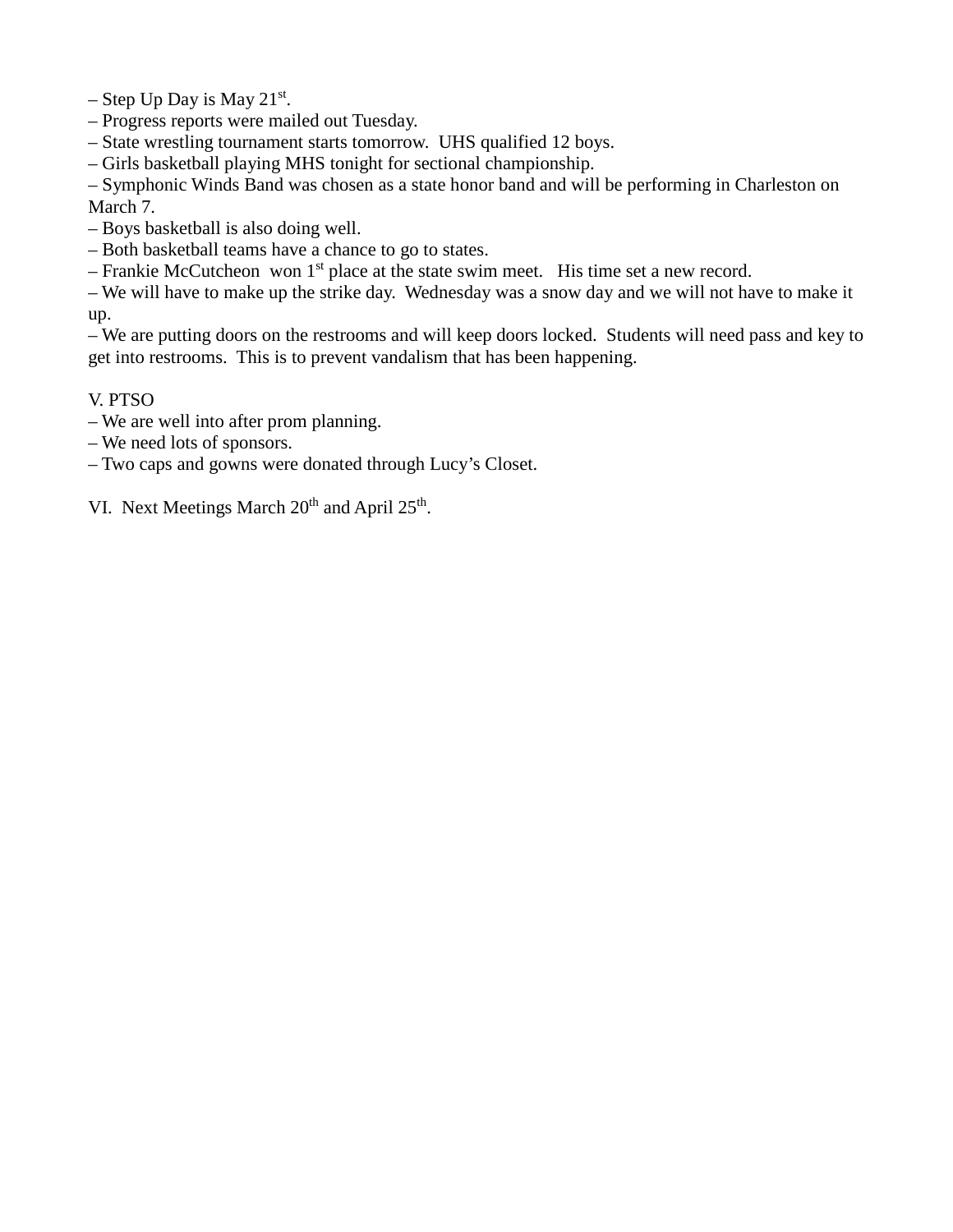– Step Up Day is May 21st.
– Progress reports were mailed out Tuesday.
– State wrestling tournament starts tomorrow. UHS qualified 12 boys.
– Girls basketball playing MHS tonight for sectional championship.
– Symphonic Winds Band was chosen as a state honor band and will be performing in Charleston on March 7.
– Boys basketball is also doing well.
– Both basketball teams have a chance to go to states.
– Frankie McCutcheon won 1st place at the state swim meet. His time set a new record.
– We will have to make up the strike day. Wednesday was a snow day and we will not have to make it up.
– We are putting doors on the restrooms and will keep doors locked. Students will need pass and key to get into restrooms. This is to prevent vandalism that has been happening.

V. PTSO
– We are well into after prom planning.
– We need lots of sponsors.
– Two caps and gowns were donated through Lucy's Closet.

VI. Next Meetings March 20th and April 25th.